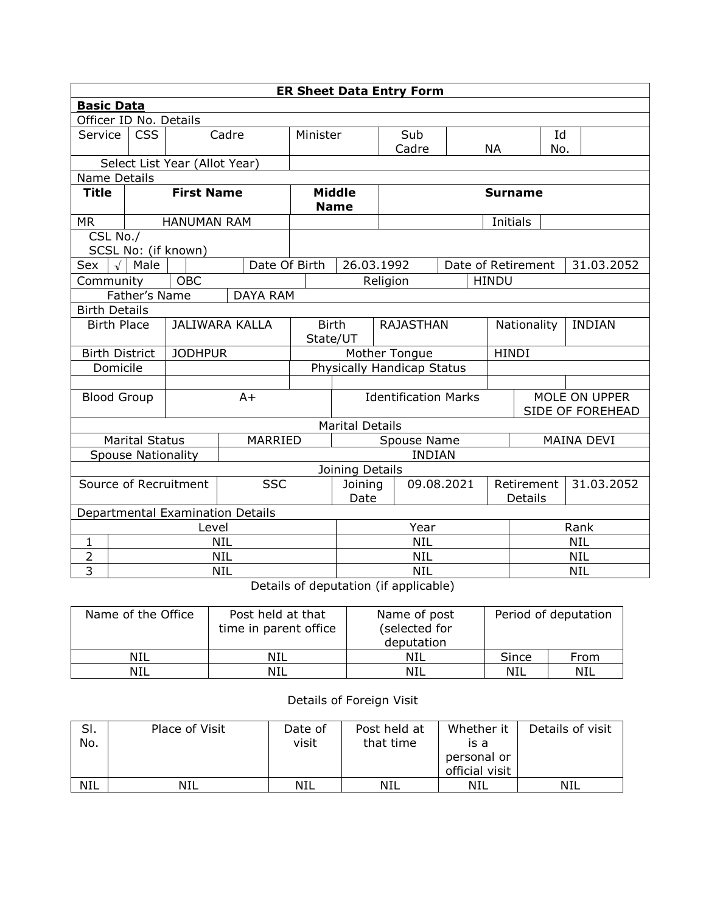| ER Sheet Data Entry Form | | | | | | | | |
|---|---|---|---|---|---|---|---|---|
| **Basic Data** | | | | | | | | |
| Officer ID No. Details | | | | | | | | |
| Service | CSS | Cadre | Minister | Sub Cadre | NA | Id No. | | |
| Select List Year (Allot Year) | | | | | | | | |
| Name Details | | | | | | | | |
| **Title** | **First Name** | | **Middle Name** | **Surname** | | | | |
| MR | HANUMAN RAM | | | | Initials | | | |
| CSL No./ SCSL No: (if known) | | | | | | | | |
| Sex | √ | Male | | Date Of Birth | 26.03.1992 | Date of Retirement | 31.03.2052 | |
| Community | OBC | | | Religion | HINDU | | | |
| Father's Name | DAYA RAM | | | | | | | |
| Birth Details | | | | | | | | |
| Birth Place | JALIWARA KALLA | Birth State/UT | RAJASTHAN | Nationality | INDIAN | | | |
| Birth District | JODHPUR | Mother Tongue | | HINDI | | | | |
| Domicile | | Physically Handicap Status | | | | | | |
| | | | | | | | | |
| Blood Group | A+ | | Identification Marks | | MOLE ON UPPER SIDE OF FOREHEAD | | | |
| Marital Details | | | | | | | | |
| Marital Status | MARRIED | | Spouse Name | | MAINA DEVI | | | |
| Spouse Nationality | INDIAN | | | | | | | |
| Joining Details | | | | | | | | |
| Source of Recruitment | SSC | Joining Date | 09.08.2021 | Retirement Details | 31.03.2052 | | | |
| Departmental Examination Details | | | | | | | | |
| | Level | | Year | | Rank | | | |
| 1 | NIL | | NIL | | NIL | | | |
| 2 | NIL | | NIL | | NIL | | | |
| 3 | NIL | | NIL | | NIL | | | |

Details of deputation (if applicable)

| Name of the Office | Post held at that time in parent office | Name of post (selected for deputation | Period of deputation | |
|---|---|---|---|---|
| NIL | NIL | NIL | Since | From |
| NIL | NIL | NIL | NIL | NIL |

Details of Foreign Visit

| Sl. No. | Place of Visit | Date of visit | Post held at that time | Whether it is a personal or official visit | Details of visit |
|---|---|---|---|---|---|
| NIL | NIL | NIL | NIL | NIL | NIL |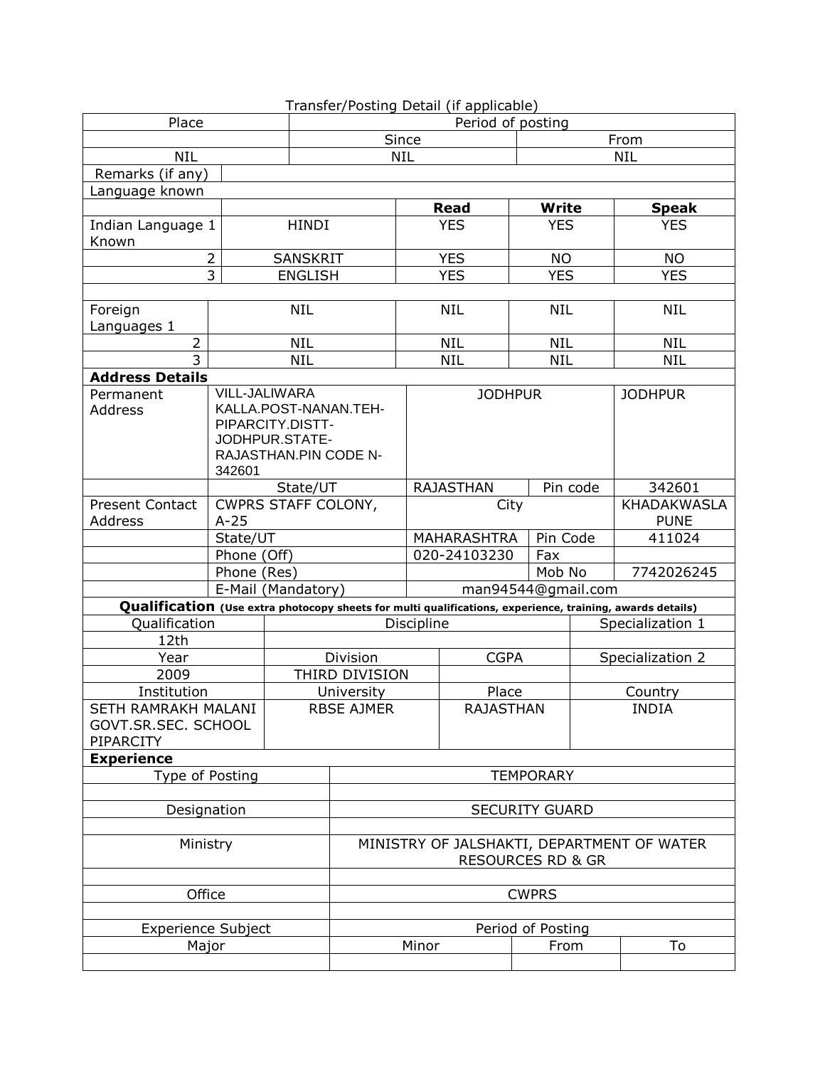Transfer/Posting Detail (if applicable)

| Place | Period of posting | |
|---|---|---|
| | Since | From |
| NIL | NIL | NIL |

| Remarks (if any) | | | | |
|---|---|---|---|---|
| **Language known** | | | | |
| | | **Read** | **Write** | **Speak** |
| Indian Language 1 Known | HINDI | YES | YES | YES |
| 2 | SANSKRIT | YES | NO | NO |
| 3 | ENGLISH | YES | YES | YES |
| | | | | |
| Foreign Languages 1 | NIL | NIL | NIL | NIL |
| 2 | NIL | NIL | NIL | NIL |
| 3 | NIL | NIL | NIL | NIL |

**Address Details**

| | | | | |
|---|---|---|---|---|
| Permanent Address | VILL-JALIWARA KALLA.POST-NANAN.TEH-PIPARCITY.DISTT-JODHPUR.STATE-RAJASTHAN.PIN CODE N-342601 | JODHPUR | | JODHPUR |
| | State/UT | RAJASTHAN | Pin code | 342601 |
| Present Contact Address | CWPRS STAFF COLONY, A-25 | City | | KHADAKWASLA PUNE |
| | State/UT | MAHARASHTRA | Pin Code | 411024 |
| | Phone (Off) | 020-24103230 | Fax | |
| | Phone (Res) | | Mob No | 7742026245 |
| | E-Mail (Mandatory) | man94544@gmail.com | | |

**Qualification** (Use extra photocopy sheets for multi qualifications, experience, training, awards details)

| Qualification | Discipline | | Specialization 1 |
|---|---|---|---|
| 12th | | | |
| Year | Division | CGPA | Specialization 2 |
| 2009 | THIRD DIVISION | | |
| Institution | University | Place | Country |
| SETH RAMRAKH MALANI GOVT.SR.SEC. SCHOOL PIPARCITY | RBSE AJMER | RAJASTHAN | INDIA |

**Experience**

| | | | |
|---|---|---|---|
| Type of Posting | TEMPORARY | | |
| | | | |
| Designation | SECURITY GUARD | | |
| | | | |
| Ministry | MINISTRY OF JALSHAKTI, DEPARTMENT OF WATER RESOURCES RD & GR | | |
| | | | |
| Office | CWPRS | | |
| | | | |
| Experience Subject | Period of Posting | | |
| Major | Minor | From | To |
| | | | |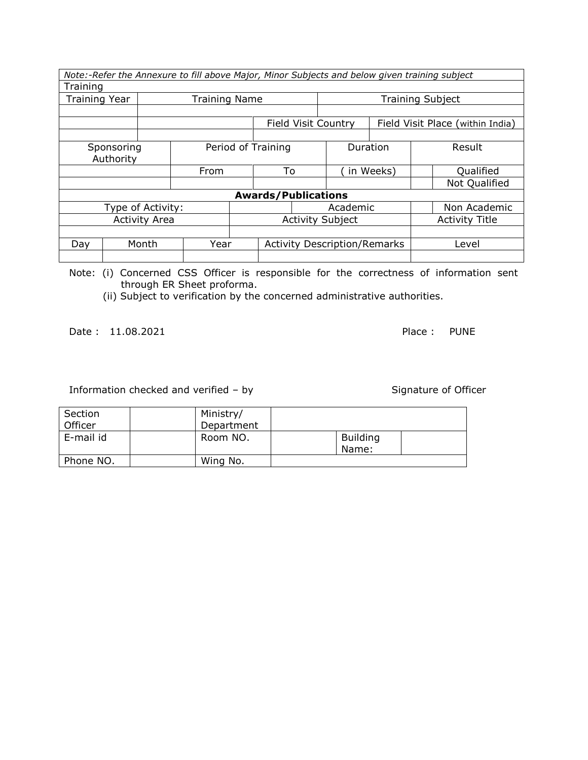| | | | | | | | |
|---|---|---|---|---|---|---|---|
| *Note:-Refer the Annexure to fill above Major, Minor Subjects and below given training subject* | | | | | | | |
| Training | | | | | | | |
| Training Year | Training Name | | | Training Subject | | | |
| | | | | | | | |
| | | | Field Visit Country | | Field Visit Place (within India) | | |
| | | | | | | | |
| Sponsoring Authority | Period of Training | | | Duration | Result | | |
| | From | To | | ( in Weeks) | | Qualified | |
| | | | | | | Not Qualified | |
| **Awards/Publications** | | | | | | | |
| Type of Activity: | | | Academic | | | Non Academic | |
| Activity Area | | Activity Subject | | | Activity Title | | |
| | | | | | | | |
| Day | Month | Year | Activity Description/Remarks | | Level | | |
| | | | | | | | |

Note: (i) Concerned CSS Officer is responsible for the correctness of information sent through ER Sheet proforma.

(ii) Subject to verification by the concerned administrative authorities.

Date : 11.08.2021 Place : PUNE

Information checked and verified – by Signature of Officer

| | | | | | |
|---|---|---|---|---|---|
| Section Officer | | Ministry/ Department | | | |
| E-mail id | | Room NO. | | Building Name: | |
| Phone NO. | | Wing No. | | | |